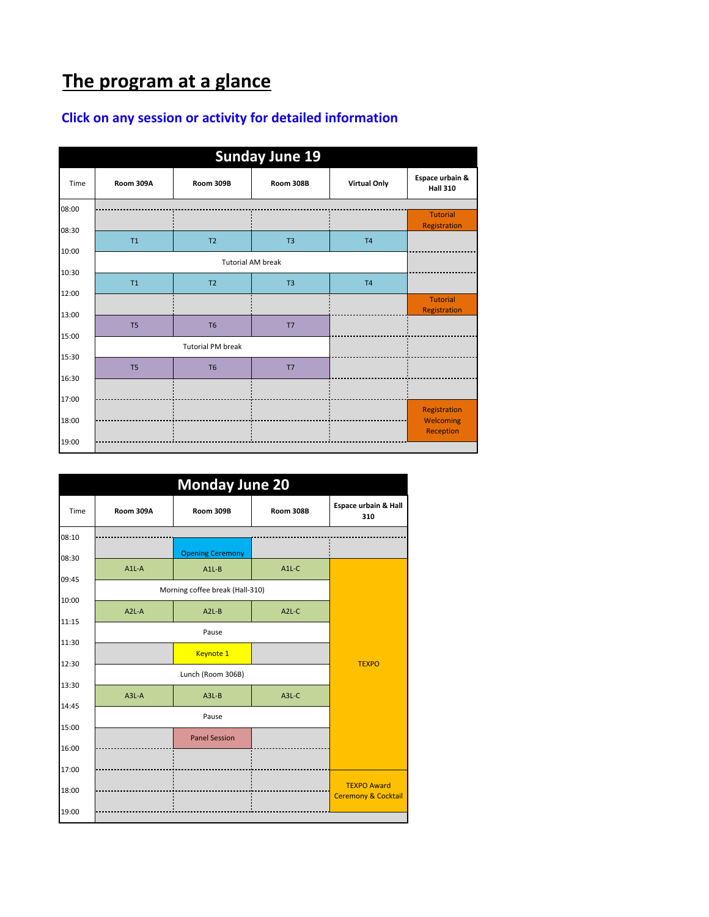# The program at a glance

## Click on any session or activity for detailed information

**Sunday June 19**

| Time | Room 309A | Room 309B | Room 308B | Virtual Only | Espace urbain & Hall 310 |
|---|---|---|---|---|---|
| 08:00 | | | | | Tutorial Registration |
| 08:30 | T1 | T2 | T3 | T4 | |
| 10:00 | Tutorial AM break | | | | |
| 10:30 | T1 | T2 | T3 | T4 | |
| 12:00 | | | | | Tutorial Registration |
| 13:00 | T5 | T6 | T7 | | |
| 15:00 | Tutorial PM break | | | | |
| 15:30 | T5 | T6 | T7 | | |
| 16:30 | | | | | |
| 17:00 | | | | | Registration Welcoming Reception |
| 18:00 | | | | | |
| 19:00 | | | | | |

**Monday June 20**

| Time | Room 309A | Room 309B | Room 308B | Espace urbain & Hall 310 |
|---|---|---|---|---|
| 08:10 | | Opening Ceremony | | |
| 08:30 | A1L-A | A1L-B | A1L-C | TEXPO |
| 09:45 | Morning coffee break (Hall-310) | | | |
| 10:00 | A2L-A | A2L-B | A2L-C | |
| 11:15 | Pause | | | |
| 11:30 | | Keynote 1 | | |
| 12:30 | Lunch (Room 306B) | | | |
| 13:30 | A3L-A | A3L-B | A3L-C | |
| 14:45 | Pause | | | |
| 15:00 | | Panel Session | | |
| 16:00 | | | | |
| 17:00 | | | | TEXPO Award Ceremony & Cocktail |
| 18:00 | | | | |
| 19:00 | | | | |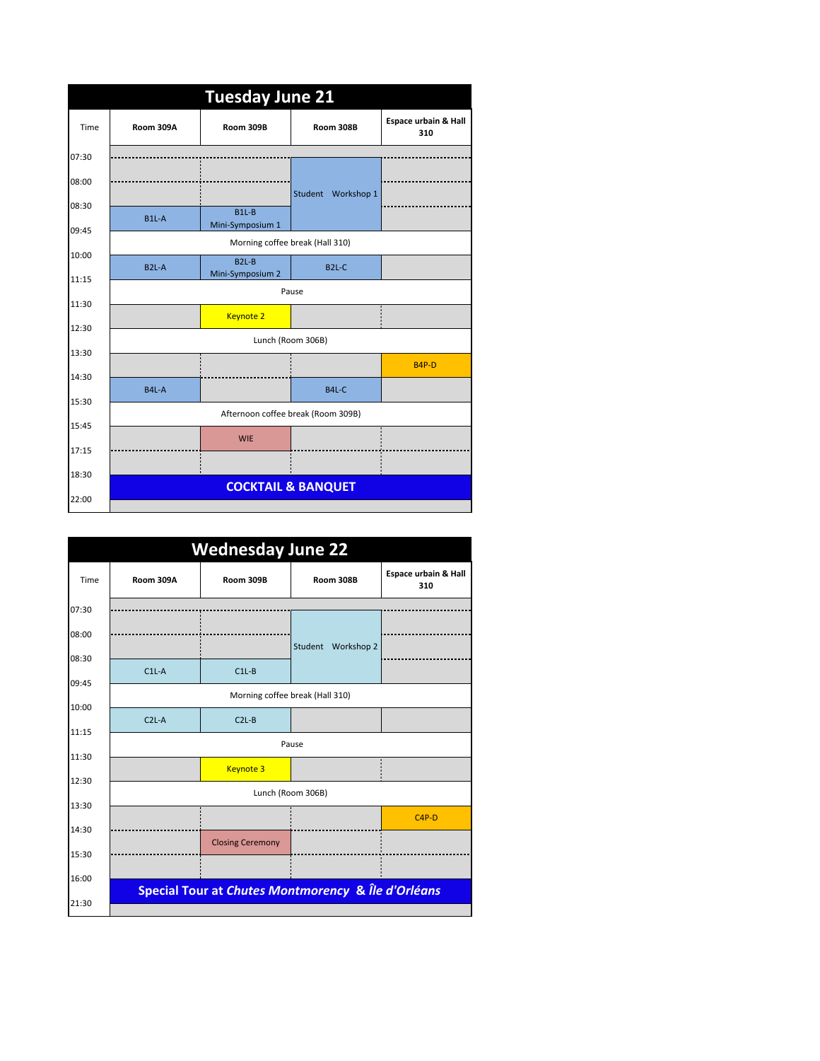## Tuesday June 21

| Time | Room 309A | Room 309B | Room 308B | Espace urbain & Hall 310 |
|---|---|---|---|---|
| 07:30 | | | Student Workshop 1 | |
| 08:00 | | | Student Workshop 1 | |
| 08:30 | B1L-A | B1L-B Mini-Symposium 1 | Student Workshop 1 | |
| 09:45 | Morning coffee break (Hall 310) | | | |
| 10:00 | B2L-A | B2L-B Mini-Symposium 2 | B2L-C | |
| 11:15 | Pause | | | |
| 11:30 | | Keynote 2 | | |
| 12:30 | Lunch (Room 306B) | | | |
| 13:30 | | | | B4P-D |
| 14:30 | B4L-A | | B4L-C | |
| 15:30 | Afternoon coffee break (Room 309B) | | | |
| 15:45 | | WIE | | |
| 17:15 | | | | |
| 18:30 | **COCKTAIL & BANQUET** | | | |
| 22:00 | | | | |

## Wednesday June 22

| Time | Room 309A | Room 309B | Room 308B | Espace urbain & Hall 310 |
|---|---|---|---|---|
| 07:30 | | | Student Workshop 2 | |
| 08:00 | | | Student Workshop 2 | |
| 08:30 | C1L-A | C1L-B | Student Workshop 2 | |
| 09:45 | Morning coffee break (Hall 310) | | | |
| 10:00 | C2L-A | C2L-B | | |
| 11:15 | Pause | | | |
| 11:30 | | Keynote 3 | | |
| 12:30 | Lunch (Room 306B) | | | |
| 13:30 | | | | C4P-D |
| 14:30 | | Closing Ceremony | | |
| 15:30 | | | | |
| 16:00 | **Special Tour at *Chutes Montmorency* & *Île d'Orléans*** | | | |
| 21:30 | | | | |